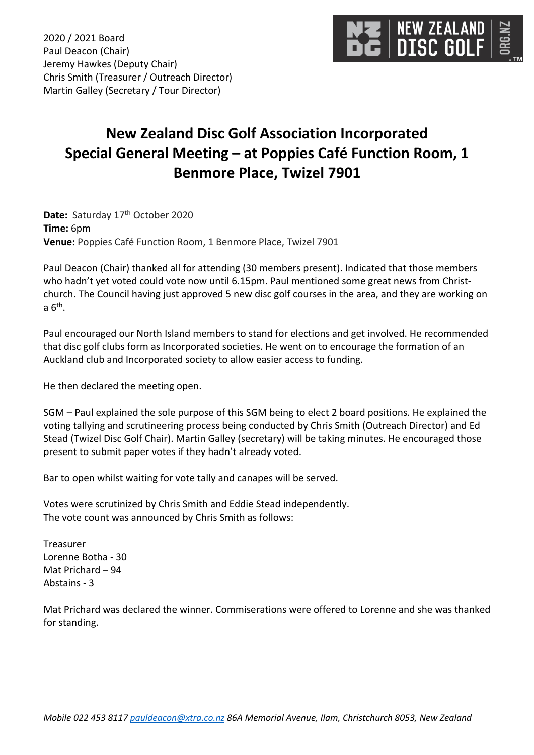2020 / 2021 Board
Paul Deacon (Chair)
Jeremy Hawkes (Deputy Chair)
Chris Smith (Treasurer / Outreach Director)
Martin Galley (Secretary / Tour Director)

# New Zealand Disc Golf Association Incorporated
# Special General Meeting – at Poppies Café Function Room, 1 Benmore Place, Twizel 7901

**Date:** Saturday 17th October 2020
**Time:** 6pm
**Venue:** Poppies Café Function Room, 1 Benmore Place, Twizel 7901

Paul Deacon (Chair) thanked all for attending (30 members present). Indicated that those members who hadn't yet voted could vote now until 6.15pm. Paul mentioned some great news from Christ-church. The Council having just approved 5 new disc golf courses in the area, and they are working on a 6th.

Paul encouraged our North Island members to stand for elections and get involved. He recommended that disc golf clubs form as Incorporated societies. He went on to encourage the formation of an Auckland club and Incorporated society to allow easier access to funding.

He then declared the meeting open.

SGM – Paul explained the sole purpose of this SGM being to elect 2 board positions. He explained the voting tallying and scrutineering process being conducted by Chris Smith (Outreach Director) and Ed Stead (Twizel Disc Golf Chair). Martin Galley (secretary) will be taking minutes. He encouraged those present to submit paper votes if they hadn't already voted.

Bar to open whilst waiting for vote tally and canapes will be served.

Votes were scrutinized by Chris Smith and Eddie Stead independently.
The vote count was announced by Chris Smith as follows:

<u>Treasurer</u>
Lorenne Botha - 30
Mat Prichard – 94
Abstains - 3

Mat Prichard was declared the winner. Commiserations were offered to Lorenne and she was thanked for standing.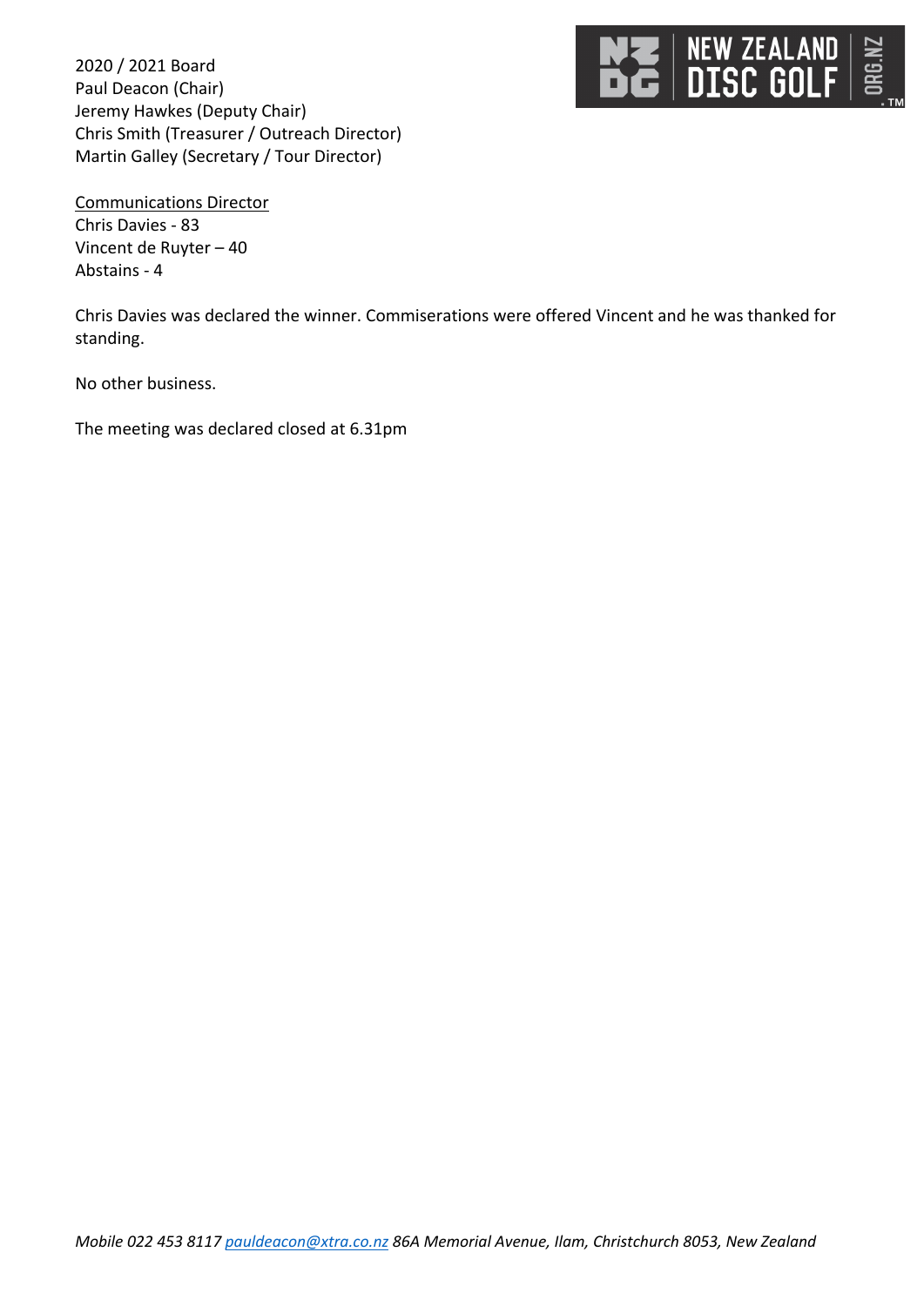2020 / 2021 Board
Paul Deacon (Chair)
Jeremy Hawkes (Deputy Chair)
Chris Smith (Treasurer / Outreach Director)
Martin Galley (Secretary / Tour Director)

<u>Communications Director</u>
Chris Davies - 83
Vincent de Ruyter – 40
Abstains - 4

Chris Davies was declared the winner. Commiserations were offered Vincent and he was thanked for standing.

No other business.

The meeting was declared closed at 6.31pm

*Mobile 022 453 8117 [pauldeacon@xtra.co.nz](mailto:pauldeacon@xtra.co.nz) 86A Memorial Avenue, Ilam, Christchurch 8053, New Zealand*